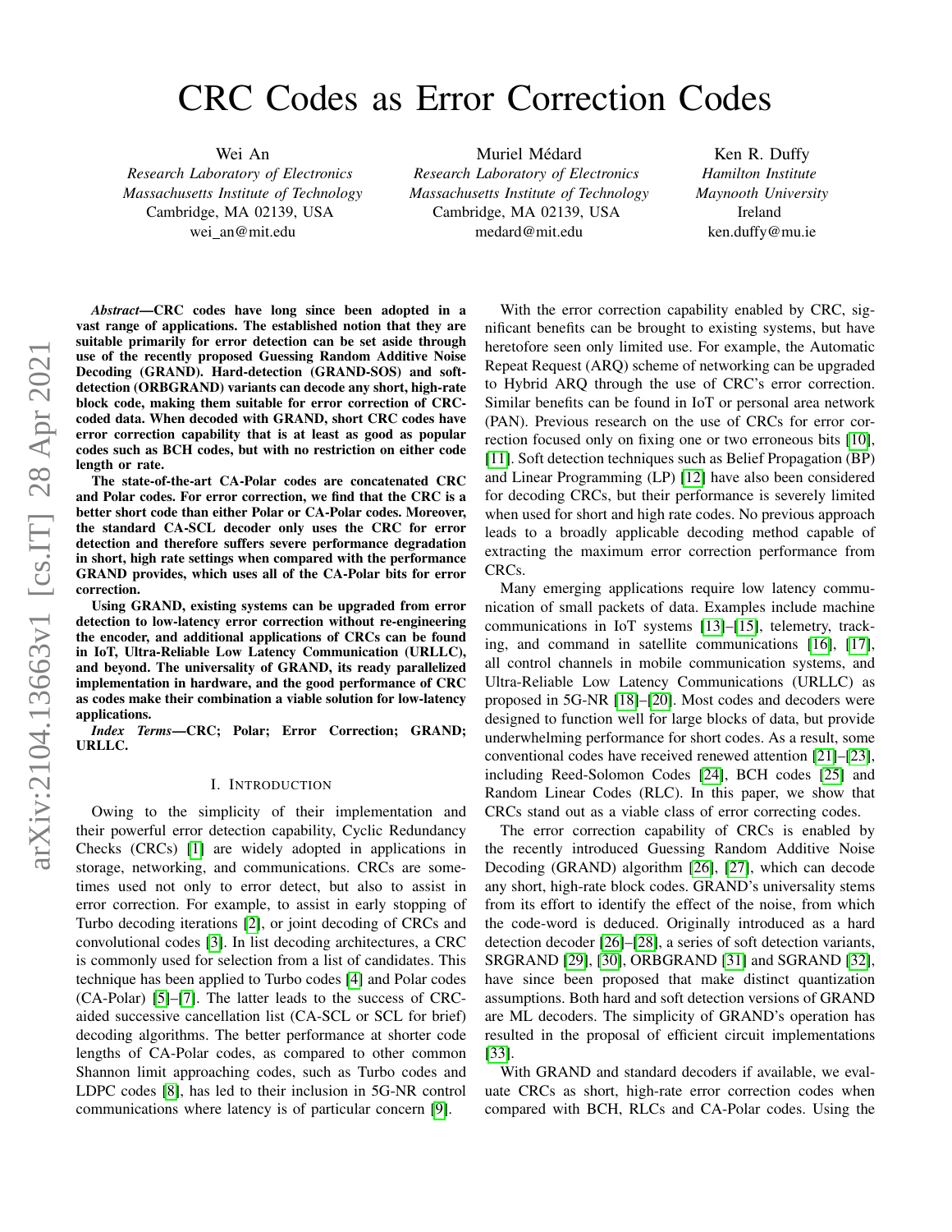# CRC Codes as Error Correction Codes

Wei An
*Research Laboratory of Electronics*
*Massachusetts Institute of Technology*
Cambridge, MA 02139, USA
wei_an@mit.edu

Muriel Médard
*Research Laboratory of Electronics*
*Massachusetts Institute of Technology*
Cambridge, MA 02139, USA
medard@mit.edu

Ken R. Duffy
*Hamilton Institute*
*Maynooth University*
Ireland
ken.duffy@mu.ie

***Abstract*—CRC codes have long since been adopted in a vast range of applications. The established notion that they are suitable primarily for error detection can be set aside through use of the recently proposed Guessing Random Additive Noise Decoding (GRAND). Hard-detection (GRAND-SOS) and soft-detection (ORBGRAND) variants can decode any short, high-rate block code, making them suitable for error correction of CRC-coded data. When decoded with GRAND, short CRC codes have error correction capability that is at least as good as popular codes such as BCH codes, but with no restriction on either code length or rate.**

**The state-of-the-art CA-Polar codes are concatenated CRC and Polar codes. For error correction, we find that the CRC is a better short code than either Polar or CA-Polar codes. Moreover, the standard CA-SCL decoder only uses the CRC for error detection and therefore suffers severe performance degradation in short, high rate settings when compared with the performance GRAND provides, which uses all of the CA-Polar bits for error correction.**

**Using GRAND, existing systems can be upgraded from error detection to low-latency error correction without re-engineering the encoder, and additional applications of CRCs can be found in IoT, Ultra-Reliable Low Latency Communication (URLLC), and beyond. The universality of GRAND, its ready parallelized implementation in hardware, and the good performance of CRC as codes make their combination a viable solution for low-latency applications.**

***Index Terms*—CRC; Polar; Error Correction; GRAND; URLLC.**

## I. Introduction

Owing to the simplicity of their implementation and their powerful error detection capability, Cyclic Redundancy Checks (CRCs) [1] are widely adopted in applications in storage, networking, and communications. CRCs are sometimes used not only to error detect, but also to assist in error correction. For example, to assist in early stopping of Turbo decoding iterations [2], or joint decoding of CRCs and convolutional codes [3]. In list decoding architectures, a CRC is commonly used for selection from a list of candidates. This technique has been applied to Turbo codes [4] and Polar codes (CA-Polar) [5]–[7]. The latter leads to the success of CRC-aided successive cancellation list (CA-SCL or SCL for brief) decoding algorithms. The better performance at shorter code lengths of CA-Polar codes, as compared to other common Shannon limit approaching codes, such as Turbo codes and LDPC codes [8], has led to their inclusion in 5G-NR control communications where latency is of particular concern [9].

With the error correction capability enabled by CRC, significant benefits can be brought to existing systems, but have heretofore seen only limited use. For example, the Automatic Repeat Request (ARQ) scheme of networking can be upgraded to Hybrid ARQ through the use of CRC's error correction. Similar benefits can be found in IoT or personal area network (PAN). Previous research on the use of CRCs for error correction focused only on fixing one or two erroneous bits [10], [11]. Soft detection techniques such as Belief Propagation (BP) and Linear Programming (LP) [12] have also been considered for decoding CRCs, but their performance is severely limited when used for short and high rate codes. No previous approach leads to a broadly applicable decoding method capable of extracting the maximum error correction performance from CRCs.

Many emerging applications require low latency communication of small packets of data. Examples include machine communications in IoT systems [13]–[15], telemetry, tracking, and command in satellite communications [16], [17], all control channels in mobile communication systems, and Ultra-Reliable Low Latency Communications (URLLC) as proposed in 5G-NR [18]–[20]. Most codes and decoders were designed to function well for large blocks of data, but provide underwhelming performance for short codes. As a result, some conventional codes have received renewed attention [21]–[23], including Reed-Solomon Codes [24], BCH codes [25] and Random Linear Codes (RLC). In this paper, we show that CRCs stand out as a viable class of error correcting codes.

The error correction capability of CRCs is enabled by the recently introduced Guessing Random Additive Noise Decoding (GRAND) algorithm [26], [27], which can decode any short, high-rate block codes. GRAND's universality stems from its effort to identify the effect of the noise, from which the code-word is deduced. Originally introduced as a hard detection decoder [26]–[28], a series of soft detection variants, SRGRAND [29], [30], ORBGRAND [31] and SGRAND [32], have since been proposed that make distinct quantization assumptions. Both hard and soft detection versions of GRAND are ML decoders. The simplicity of GRAND's operation has resulted in the proposal of efficient circuit implementations [33].

With GRAND and standard decoders if available, we evaluate CRCs as short, high-rate error correction codes when compared with BCH, RLCs and CA-Polar codes. Using the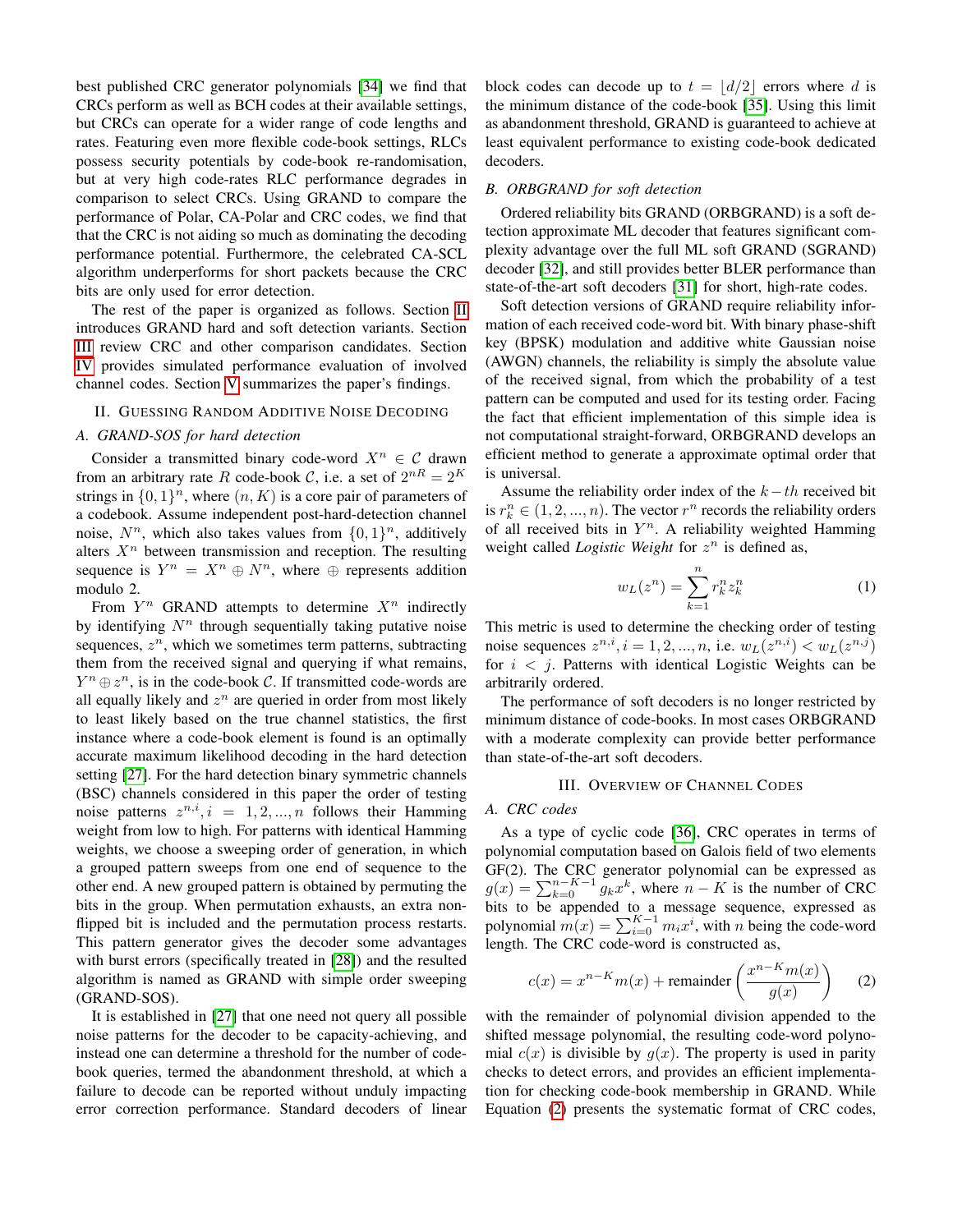best published CRC generator polynomials [34] we find that CRCs perform as well as BCH codes at their available settings, but CRCs can operate for a wider range of code lengths and rates. Featuring even more flexible code-book settings, RLCs possess security potentials by code-book re-randomisation, but at very high code-rates RLC performance degrades in comparison to select CRCs. Using GRAND to compare the performance of Polar, CA-Polar and CRC codes, we find that that the CRC is not aiding so much as dominating the decoding performance potential. Furthermore, the celebrated CA-SCL algorithm underperforms for short packets because the CRC bits are only used for error detection.

The rest of the paper is organized as follows. Section II introduces GRAND hard and soft detection variants. Section III review CRC and other comparison candidates. Section IV provides simulated performance evaluation of involved channel codes. Section V summarizes the paper's findings.

## II. Guessing Random Additive Noise Decoding

### A. GRAND-SOS for hard detection

Consider a transmitted binary code-word $X^n \in \mathcal{C}$ drawn from an arbitrary rate $R$ code-book $\mathcal{C}$, i.e. a set of $2^{nR} = 2^K$ strings in $\{0,1\}^n$, where $(n, K)$ is a core pair of parameters of a codebook. Assume independent post-hard-detection channel noise, $N^n$, which also takes values from $\{0,1\}^n$, additively alters $X^n$ between transmission and reception. The resulting sequence is $Y^n = X^n \oplus N^n$, where $\oplus$ represents addition modulo 2.

From $Y^n$ GRAND attempts to determine $X^n$ indirectly by identifying $N^n$ through sequentially taking putative noise sequences, $z^n$, which we sometimes term patterns, subtracting them from the received signal and querying if what remains, $Y^n \oplus z^n$, is in the code-book $\mathcal{C}$. If transmitted code-words are all equally likely and $z^n$ are queried in order from most likely to least likely based on the true channel statistics, the first instance where a code-book element is found is an optimally accurate maximum likelihood decoding in the hard detection setting [27]. For the hard detection binary symmetric channels (BSC) channels considered in this paper the order of testing noise patterns $z^{n,i}, i = 1, 2, ..., n$ follows their Hamming weight from low to high. For patterns with identical Hamming weights, we choose a sweeping order of generation, in which a grouped pattern sweeps from one end of sequence to the other end. A new grouped pattern is obtained by permuting the bits in the group. When permutation exhausts, an extra non-flipped bit is included and the permutation process restarts. This pattern generator gives the decoder some advantages with burst errors (specifically treated in [28]) and the resulted algorithm is named as GRAND with simple order sweeping (GRAND-SOS).

It is established in [27] that one need not query all possible noise patterns for the decoder to be capacity-achieving, and instead one can determine a threshold for the number of code-book queries, termed the abandonment threshold, at which a failure to decode can be reported without unduly impacting error correction performance. Standard decoders of linear block codes can decode up to $t = \lfloor d/2 \rfloor$ errors where $d$ is the minimum distance of the code-book [35]. Using this limit as abandonment threshold, GRAND is guaranteed to achieve at least equivalent performance to existing code-book dedicated decoders.

### B. ORBGRAND for soft detection

Ordered reliability bits GRAND (ORBGRAND) is a soft detection approximate ML decoder that features significant complexity advantage over the full ML soft GRAND (SGRAND) decoder [32], and still provides better BLER performance than state-of-the-art soft decoders [31] for short, high-rate codes.

Soft detection versions of GRAND require reliability information of each received code-word bit. With binary phase-shift key (BPSK) modulation and additive white Gaussian noise (AWGN) channels, the reliability is simply the absolute value of the received signal, from which the probability of a test pattern can be computed and used for its testing order. Facing the fact that efficient implementation of this simple idea is not computational straight-forward, ORBGRAND develops an efficient method to generate a approximate optimal order that is universal.

Assume the reliability order index of the $k-th$ received bit is $r_k^n \in (1, 2, ..., n)$. The vector $r^n$ records the reliability orders of all received bits in $Y^n$. A reliability weighted Hamming weight called *Logistic Weight* for $z^n$ is defined as,

$$w_L(z^n) = \sum_{k=1}^{n} r_k^n z_k^n \tag{1}$$

This metric is used to determine the checking order of testing noise sequences $z^{n,i}, i = 1, 2, ..., n$, i.e. $w_L(z^{n,i}) < w_L(z^{n,j})$ for $i < j$. Patterns with identical Logistic Weights can be arbitrarily ordered.

The performance of soft decoders is no longer restricted by minimum distance of code-books. In most cases ORBGRAND with a moderate complexity can provide better performance than state-of-the-art soft decoders.

## III. Overview of Channel Codes

### A. CRC codes

As a type of cyclic code [36], CRC operates in terms of polynomial computation based on Galois field of two elements GF(2). The CRC generator polynomial can be expressed as $g(x) = \sum_{k=0}^{n-K-1} g_k x^k$, where $n - K$ is the number of CRC bits to be appended to a message sequence, expressed as polynomial $m(x) = \sum_{i=0}^{K-1} m_i x^i$, with $n$ being the code-word length. The CRC code-word is constructed as,

$$c(x) = x^{n-K} m(x) + \text{remainder}\left(\frac{x^{n-K} m(x)}{g(x)}\right) \tag{2}$$

with the remainder of polynomial division appended to the shifted message polynomial, the resulting code-word polynomial $c(x)$ is divisible by $g(x)$. The property is used in parity checks to detect errors, and provides an efficient implementation for checking code-book membership in GRAND. While Equation (2) presents the systematic format of CRC codes,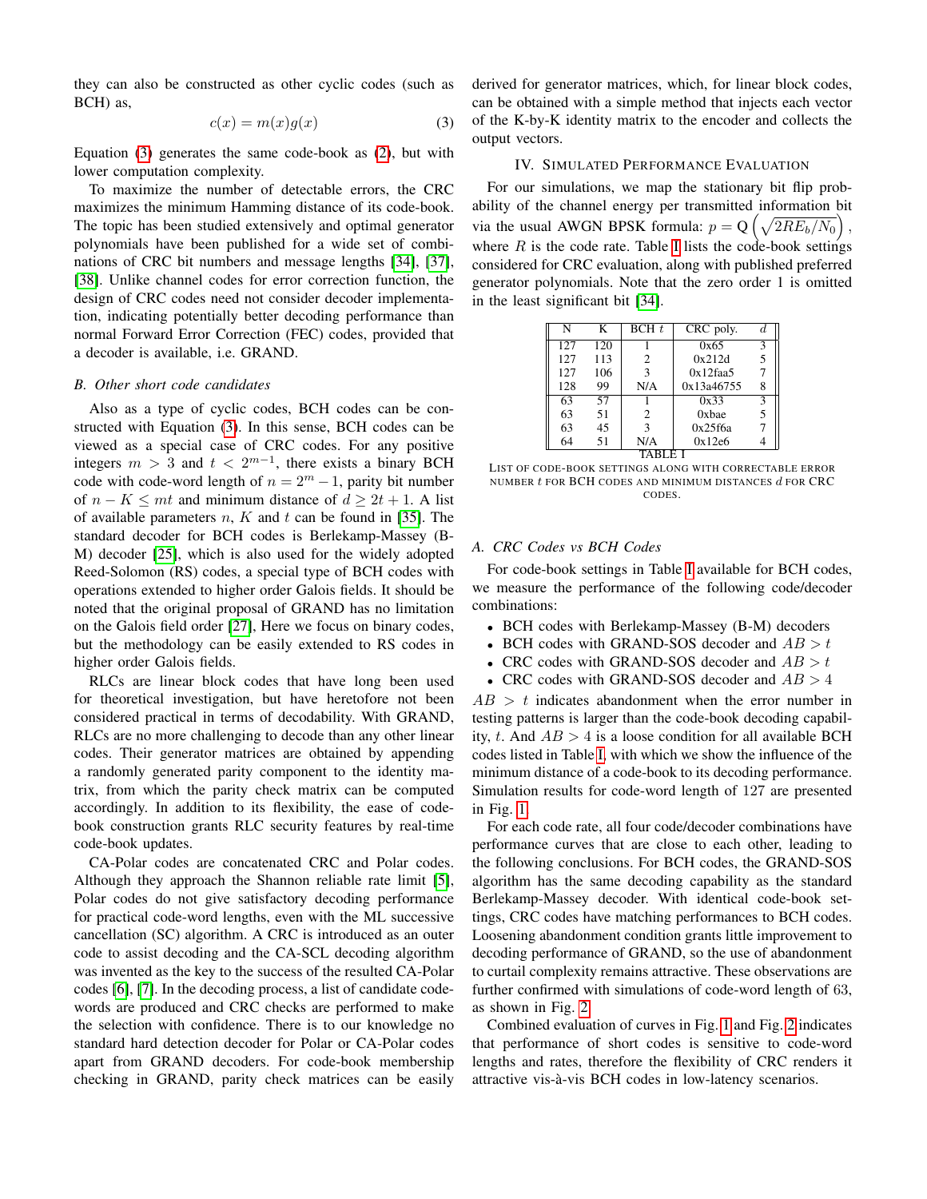they can also be constructed as other cyclic codes (such as BCH) as,

$$c(x) = m(x)g(x) \tag{3}$$

Equation (3) generates the same code-book as (2), but with lower computation complexity.

To maximize the number of detectable errors, the CRC maximizes the minimum Hamming distance of its code-book. The topic has been studied extensively and optimal generator polynomials have been published for a wide set of combinations of CRC bit numbers and message lengths [34], [37], [38]. Unlike channel codes for error correction function, the design of CRC codes need not consider decoder implementation, indicating potentially better decoding performance than normal Forward Error Correction (FEC) codes, provided that a decoder is available, i.e. GRAND.

### B. Other short code candidates

Also as a type of cyclic codes, BCH codes can be constructed with Equation (3). In this sense, BCH codes can be viewed as a special case of CRC codes. For any positive integers $m > 3$ and $t < 2^{m-1}$, there exists a binary BCH code with code-word length of $n = 2^m - 1$, parity bit number of $n - K \leq mt$ and minimum distance of $d \geq 2t + 1$. A list of available parameters $n$, $K$ and $t$ can be found in [35]. The standard decoder for BCH codes is Berlekamp-Massey (B-M) decoder [25], which is also used for the widely adopted Reed-Solomon (RS) codes, a special type of BCH codes with operations extended to higher order Galois fields. It should be noted that the original proposal of GRAND has no limitation on the Galois field order [27], Here we focus on binary codes, but the methodology can be easily extended to RS codes in higher order Galois fields.

RLCs are linear block codes that have long been used for theoretical investigation, but have heretofore not been considered practical in terms of decodability. With GRAND, RLCs are no more challenging to decode than any other linear codes. Their generator matrices are obtained by appending a randomly generated parity component to the identity matrix, from which the parity check matrix can be computed accordingly. In addition to its flexibility, the ease of code-book construction grants RLC security features by real-time code-book updates.

CA-Polar codes are concatenated CRC and Polar codes. Although they approach the Shannon reliable rate limit [5], Polar codes do not give satisfactory decoding performance for practical code-word lengths, even with the ML successive cancellation (SC) algorithm. A CRC is introduced as an outer code to assist decoding and the CA-SCL decoding algorithm was invented as the key to the success of the resulted CA-Polar codes [6], [7]. In the decoding process, a list of candidate code-words are produced and CRC checks are performed to make the selection with confidence. There is to our knowledge no standard hard detection decoder for Polar or CA-Polar codes apart from GRAND decoders. For code-book membership checking in GRAND, parity check matrices can be easily derived for generator matrices, which, for linear block codes, can be obtained with a simple method that injects each vector of the K-by-K identity matrix to the encoder and collects the output vectors.

## IV. Simulated Performance Evaluation

For our simulations, we map the stationary bit flip probability of the channel energy per transmitted information bit via the usual AWGN BPSK formula: $p = \mathrm{Q}\left(\sqrt{2RE_b/N_0}\right)$, where $R$ is the code rate. Table I lists the code-book settings considered for CRC evaluation, along with published preferred generator polynomials. Note that the zero order 1 is omitted in the least significant bit [34].

| N | K | BCH $t$ | CRC poly. | $d$ |
|---|---|---|---|---|
| 127 | 120 | 1 | 0x65 | 3 |
| 127 | 113 | 2 | 0x212d | 5 |
| 127 | 106 | 3 | 0x12faa5 | 7 |
| 128 | 99 | N/A | 0x13a46755 | 8 |
| 63 | 57 | 1 | 0x33 | 3 |
| 63 | 51 | 2 | 0xbae | 5 |
| 63 | 45 | 3 | 0x25f6a | 7 |
| 64 | 51 | N/A | 0x12e6 | 4 |

TABLE I
List of code-book settings along with correctable error number $t$ for BCH codes and minimum distances $d$ for CRC codes.

### A. CRC Codes vs BCH Codes

For code-book settings in Table I available for BCH codes, we measure the performance of the following code/decoder combinations:

- BCH codes with Berlekamp-Massey (B-M) decoders
- BCH codes with GRAND-SOS decoder and $AB > t$
- CRC codes with GRAND-SOS decoder and $AB > t$
- CRC codes with GRAND-SOS decoder and $AB > 4$

$AB > t$ indicates abandonment when the error number in testing patterns is larger than the code-book decoding capability, $t$. And $AB > 4$ is a loose condition for all available BCH codes listed in Table I, with which we show the influence of the minimum distance of a code-book to its decoding performance. Simulation results for code-word length of 127 are presented in Fig. 1.

For each code rate, all four code/decoder combinations have performance curves that are close to each other, leading to the following conclusions. For BCH codes, the GRAND-SOS algorithm has the same decoding capability as the standard Berlekamp-Massey decoder. With identical code-book settings, CRC codes have matching performances to BCH codes. Loosening abandonment condition grants little improvement to decoding performance of GRAND, so the use of abandonment to curtail complexity remains attractive. These observations are further confirmed with simulations of code-word length of 63, as shown in Fig. 2.

Combined evaluation of curves in Fig. 1 and Fig. 2 indicates that performance of short codes is sensitive to code-word lengths and rates, therefore the flexibility of CRC renders it attractive vis-à-vis BCH codes in low-latency scenarios.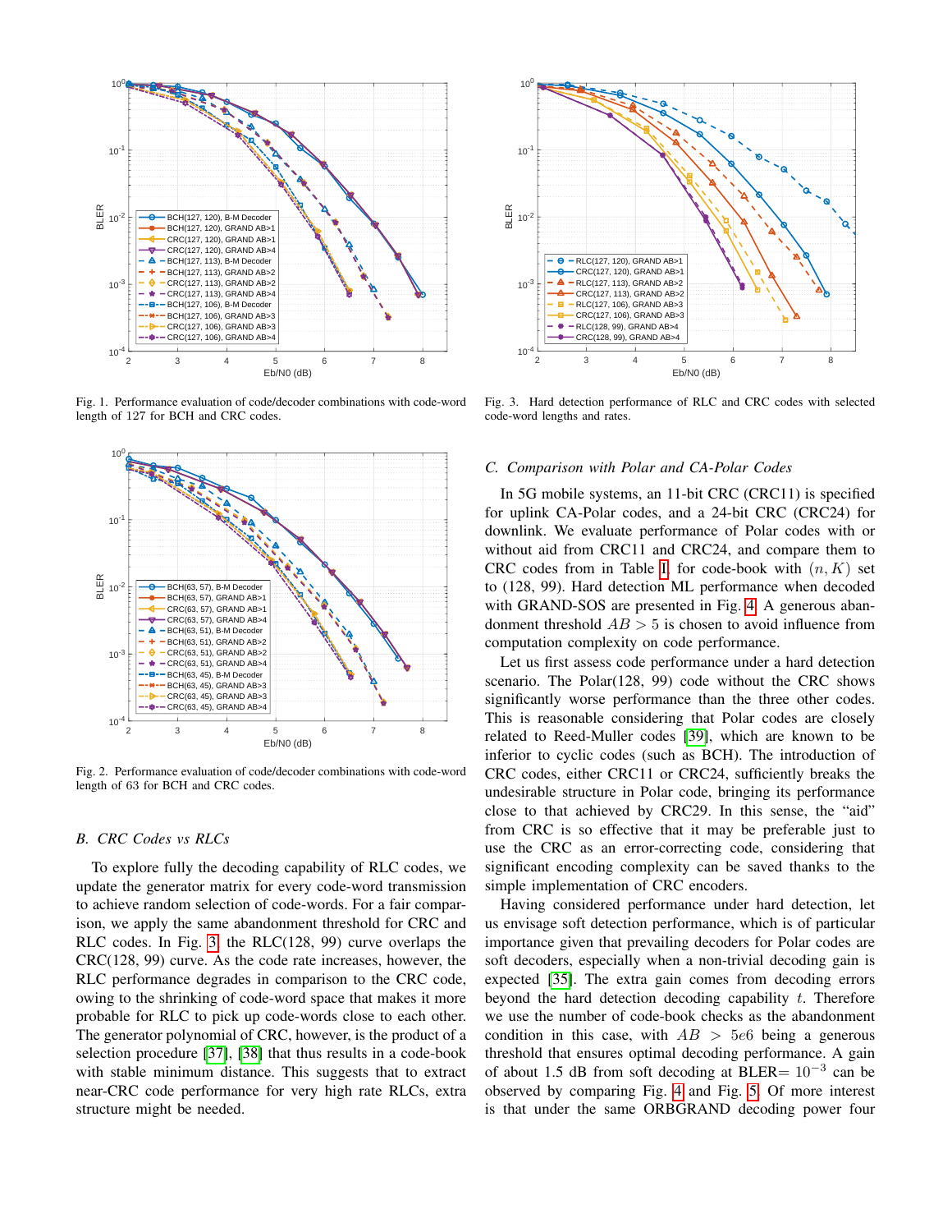Fig. 1. Performance evaluation of code/decoder combinations with code-word length of 127 for BCH and CRC codes.

Fig. 2. Performance evaluation of code/decoder combinations with code-word length of 63 for BCH and CRC codes.

Fig. 3. Hard detection performance of RLC and CRC codes with selected code-word lengths and rates.

### B. CRC Codes vs RLCs

To explore fully the decoding capability of RLC codes, we update the generator matrix for every code-word transmission to achieve random selection of code-words. For a fair comparison, we apply the same abandonment threshold for CRC and RLC codes. In Fig. 3, the RLC(128, 99) curve overlaps the CRC(128, 99) curve. As the code rate increases, however, the RLC performance degrades in comparison to the CRC code, owing to the shrinking of code-word space that makes it more probable for RLC to pick up code-words close to each other. The generator polynomial of CRC, however, is the product of a selection procedure [37], [38] that thus results in a code-book with stable minimum distance. This suggests that to extract near-CRC code performance for very high rate RLCs, extra structure might be needed.

### C. Comparison with Polar and CA-Polar Codes

In 5G mobile systems, an 11-bit CRC (CRC11) is specified for uplink CA-Polar codes, and a 24-bit CRC (CRC24) for downlink. We evaluate performance of Polar codes with or without aid from CRC11 and CRC24, and compare them to CRC codes from in Table I, for code-book with $(n, K)$ set to (128, 99). Hard detection ML performance when decoded with GRAND-SOS are presented in Fig. 4. A generous abandonment threshold $AB > 5$ is chosen to avoid influence from computation complexity on code performance.

Let us first assess code performance under a hard detection scenario. The Polar(128, 99) code without the CRC shows significantly worse performance than the three other codes. This is reasonable considering that Polar codes are closely related to Reed-Muller codes [39], which are known to be inferior to cyclic codes (such as BCH). The introduction of CRC codes, either CRC11 or CRC24, sufficiently breaks the undesirable structure in Polar code, bringing its performance close to that achieved by CRC29. In this sense, the "aid" from CRC is so effective that it may be preferable just to use the CRC as an error-correcting code, considering that significant encoding complexity can be saved thanks to the simple implementation of CRC encoders.

Having considered performance under hard detection, let us envisage soft detection performance, which is of particular importance given that prevailing decoders for Polar codes are soft decoders, especially when a non-trivial decoding gain is expected [35]. The extra gain comes from decoding errors beyond the hard detection decoding capability $t$. Therefore we use the number of code-book checks as the abandonment condition in this case, with $AB > 5e6$ being a generous threshold that ensures optimal decoding performance. A gain of about 1.5 dB from soft decoding at BLER$= 10^{-3}$ can be observed by comparing Fig. 4 and Fig. 5. Of more interest is that under the same ORBGRAND decoding power four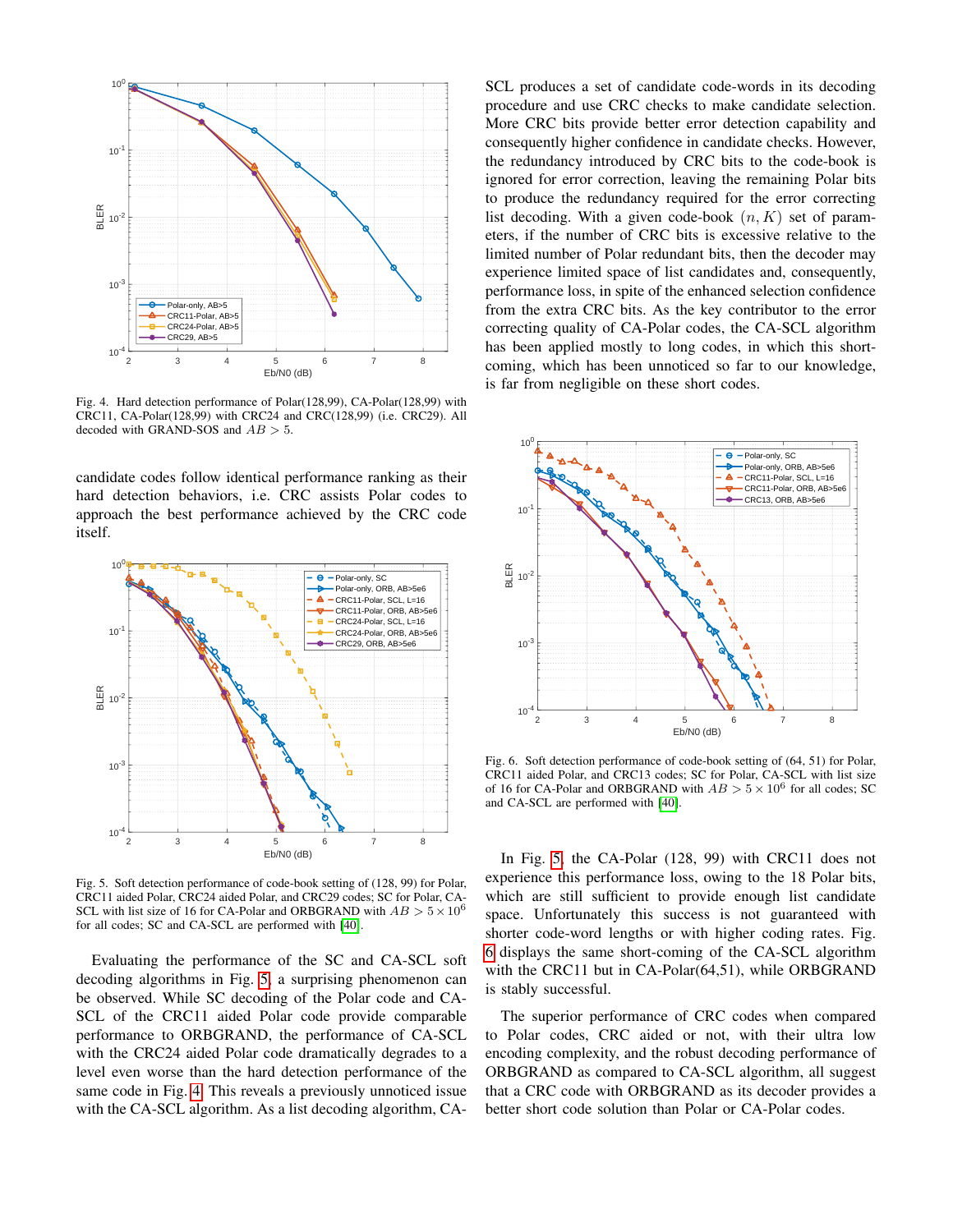Fig. 4. Hard detection performance of Polar(128,99), CA-Polar(128,99) with CRC11, CA-Polar(128,99) with CRC24 and CRC(128,99) (i.e. CRC29). All decoded with GRAND-SOS and $AB > 5$.

candidate codes follow identical performance ranking as their hard detection behaviors, i.e. CRC assists Polar codes to approach the best performance achieved by the CRC code itself.

Fig. 5. Soft detection performance of code-book setting of (128, 99) for Polar, CRC11 aided Polar, CRC24 aided Polar, and CRC29 codes; SC for Polar, CA-SCL with list size of 16 for CA-Polar and ORBGRAND with $AB > 5 \times 10^6$ for all codes; SC and CA-SCL are performed with [40].

Evaluating the performance of the SC and CA-SCL soft decoding algorithms in Fig. 5, a surprising phenomenon can be observed. While SC decoding of the Polar code and CA-SCL of the CRC11 aided Polar code provide comparable performance to ORBGRAND, the performance of CA-SCL with the CRC24 aided Polar code dramatically degrades to a level even worse than the hard detection performance of the same code in Fig. 4. This reveals a previously unnoticed issue with the CA-SCL algorithm. As a list decoding algorithm, CA-SCL produces a set of candidate code-words in its decoding procedure and use CRC checks to make candidate selection. More CRC bits provide better error detection capability and consequently higher confidence in candidate checks. However, the redundancy introduced by CRC bits to the code-book is ignored for error correction, leaving the remaining Polar bits to produce the redundancy required for the error correcting list decoding. With a given code-book $(n, K)$ set of parameters, if the number of CRC bits is excessive relative to the limited number of Polar redundant bits, then the decoder may experience limited space of list candidates and, consequently, performance loss, in spite of the enhanced selection confidence from the extra CRC bits. As the key contributor to the error correcting quality of CA-Polar codes, the CA-SCL algorithm has been applied mostly to long codes, in which this short-coming, which has been unnoticed so far to our knowledge, is far from negligible on these short codes.

Fig. 6. Soft detection performance of code-book setting of (64, 51) for Polar, CRC11 aided Polar, and CRC13 codes; SC for Polar, CA-SCL with list size of 16 for CA-Polar and ORBGRAND with $AB > 5 \times 10^6$ for all codes; SC and CA-SCL are performed with [40].

In Fig. 5, the CA-Polar (128, 99) with CRC11 does not experience this performance loss, owing to the 18 Polar bits, which are still sufficient to provide enough list candidate space. Unfortunately this success is not guaranteed with shorter code-word lengths or with higher coding rates. Fig. 6 displays the same short-coming of the CA-SCL algorithm with the CRC11 but in CA-Polar(64,51), while ORBGRAND is stably successful.

The superior performance of CRC codes when compared to Polar codes, CRC aided or not, with their ultra low encoding complexity, and the robust decoding performance of ORBGRAND as compared to CA-SCL algorithm, all suggest that a CRC code with ORBGRAND as its decoder provides a better short code solution than Polar or CA-Polar codes.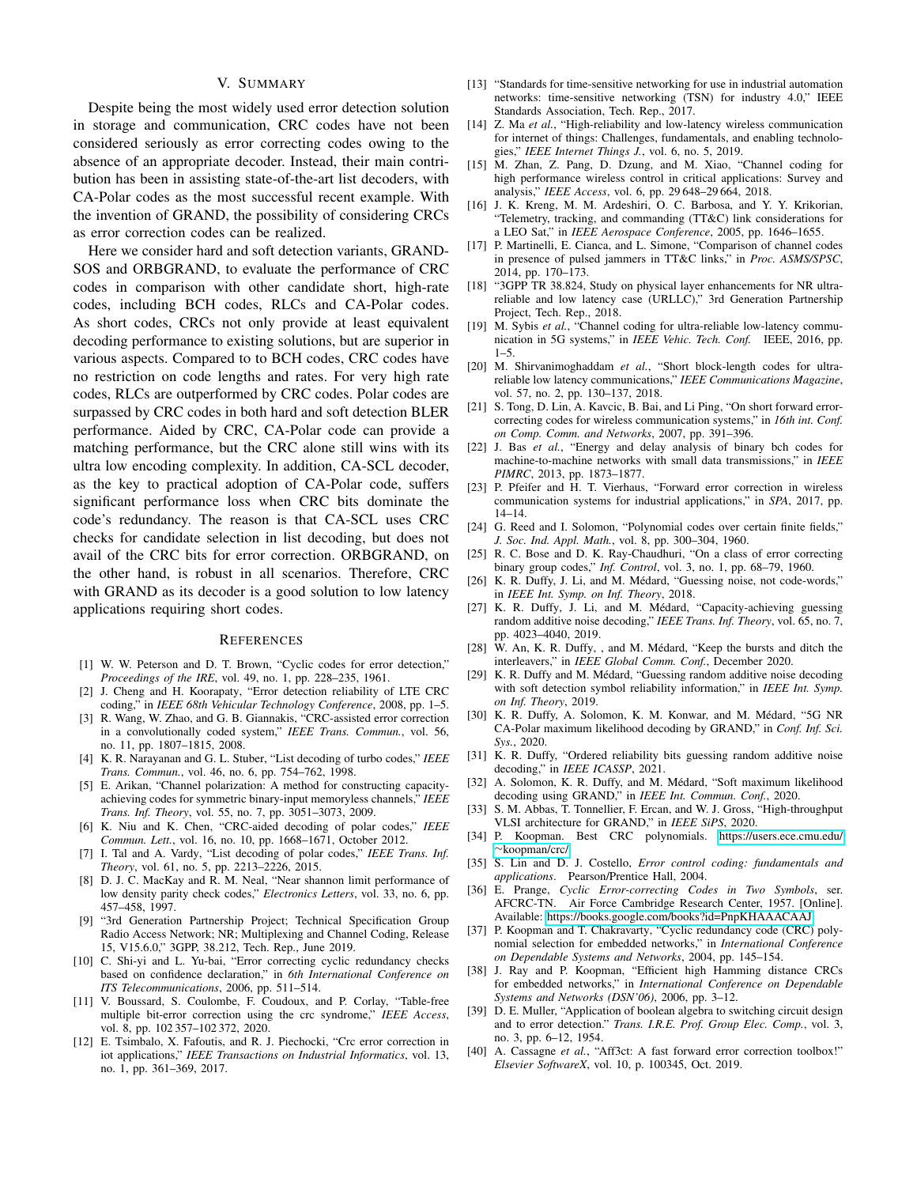## V. Summary

Despite being the most widely used error detection solution in storage and communication, CRC codes have not been considered seriously as error correcting codes owing to the absence of an appropriate decoder. Instead, their main contribution has been in assisting state-of-the-art list decoders, with CA-Polar codes as the most successful recent example. With the invention of GRAND, the possibility of considering CRCs as error correction codes can be realized.

Here we consider hard and soft detection variants, GRAND-SOS and ORBGRAND, to evaluate the performance of CRC codes in comparison with other candidate short, high-rate codes, including BCH codes, RLCs and CA-Polar codes. As short codes, CRCs not only provide at least equivalent decoding performance to existing solutions, but are superior in various aspects. Compared to to BCH codes, CRC codes have no restriction on code lengths and rates. For very high rate codes, RLCs are outperformed by CRC codes. Polar codes are surpassed by CRC codes in both hard and soft detection BLER performance. Aided by CRC, CA-Polar code can provide a matching performance, but the CRC alone still wins with its ultra low encoding complexity. In addition, CA-SCL decoder, as the key to practical adoption of CA-Polar code, suffers significant performance loss when CRC bits dominate the code's redundancy. The reason is that CA-SCL uses CRC checks for candidate selection in list decoding, but does not avail of the CRC bits for error correction. ORBGRAND, on the other hand, is robust in all scenarios. Therefore, CRC with GRAND as its decoder is a good solution to low latency applications requiring short codes.

## References

[1] W. W. Peterson and D. T. Brown, "Cyclic codes for error detection," *Proceedings of the IRE*, vol. 49, no. 1, pp. 228–235, 1961.

[2] J. Cheng and H. Koorapaty, "Error detection reliability of LTE CRC coding," in *IEEE 68th Vehicular Technology Conference*, 2008, pp. 1–5.

[3] R. Wang, W. Zhao, and G. B. Giannakis, "CRC-assisted error correction in a convolutionally coded system," *IEEE Trans. Commun.*, vol. 56, no. 11, pp. 1807–1815, 2008.

[4] K. R. Narayanan and G. L. Stuber, "List decoding of turbo codes," *IEEE Trans. Commun.*, vol. 46, no. 6, pp. 754–762, 1998.

[5] E. Arikan, "Channel polarization: A method for constructing capacity-achieving codes for symmetric binary-input memoryless channels," *IEEE Trans. Inf. Theory*, vol. 55, no. 7, pp. 3051–3073, 2009.

[6] K. Niu and K. Chen, "CRC-aided decoding of polar codes," *IEEE Commun. Lett.*, vol. 16, no. 10, pp. 1668–1671, October 2012.

[7] I. Tal and A. Vardy, "List decoding of polar codes," *IEEE Trans. Inf. Theory*, vol. 61, no. 5, pp. 2213–2226, 2015.

[8] D. J. C. MacKay and R. M. Neal, "Near shannon limit performance of low density parity check codes," *Electronics Letters*, vol. 33, no. 6, pp. 457–458, 1997.

[9] "3rd Generation Partnership Project; Technical Specification Group Radio Access Network; NR; Multiplexing and Channel Coding, Release 15, V15.6.0," 3GPP, 38.212, Tech. Rep., June 2019.

[10] C. Shi-yi and L. Yu-bai, "Error correcting cyclic redundancy checks based on confidence declaration," in *6th International Conference on ITS Telecommunications*, 2006, pp. 511–514.

[11] V. Boussard, S. Coulombe, F. Coudoux, and P. Corlay, "Table-free multiple bit-error correction using the crc syndrome," *IEEE Access*, vol. 8, pp. 102 357–102 372, 2020.

[12] E. Tsimbalo, X. Fafoutis, and R. J. Piechocki, "Crc error correction in iot applications," *IEEE Transactions on Industrial Informatics*, vol. 13, no. 1, pp. 361–369, 2017.

[13] "Standards for time-sensitive networking for use in industrial automation networks: time-sensitive networking (TSN) for industry 4.0," IEEE Standards Association, Tech. Rep., 2017.

[14] Z. Ma *et al.*, "High-reliability and low-latency wireless communication for internet of things: Challenges, fundamentals, and enabling technologies," *IEEE Internet Things J.*, vol. 6, no. 5, 2019.

[15] M. Zhan, Z. Pang, D. Dzung, and M. Xiao, "Channel coding for high performance wireless control in critical applications: Survey and analysis," *IEEE Access*, vol. 6, pp. 29 648–29 664, 2018.

[16] J. K. Kreng, M. M. Ardeshiri, O. C. Barbosa, and Y. Y. Krikorian, "Telemetry, tracking, and commanding (TT&C) link considerations for a LEO Sat," in *IEEE Aerospace Conference*, 2005, pp. 1646–1655.

[17] P. Martinelli, E. Cianca, and L. Simone, "Comparison of channel codes in presence of pulsed jammers in TT&C links," in *Proc. ASMS/SPSC*, 2014, pp. 170–173.

[18] "3GPP TR 38.824, Study on physical layer enhancements for NR ultra-reliable and low latency case (URLLC)," 3rd Generation Partnership Project, Tech. Rep., 2018.

[19] M. Sybis *et al.*, "Channel coding for ultra-reliable low-latency communication in 5G systems," in *IEEE Vehic. Tech. Conf.* IEEE, 2016, pp. 1–5.

[20] M. Shirvanimoghaddam *et al.*, "Short block-length codes for ultra-reliable low latency communications," *IEEE Communications Magazine*, vol. 57, no. 2, pp. 130–137, 2018.

[21] S. Tong, D. Lin, A. Kavcic, B. Bai, and Li Ping, "On short forward error-correcting codes for wireless communication systems," in *16th int. Conf. on Comp. Comm. and Networks*, 2007, pp. 391–396.

[22] J. Bas *et al.*, "Energy and delay analysis of binary bch codes for machine-to-machine networks with small data transmissions," in *IEEE PIMRC*, 2013, pp. 1873–1877.

[23] P. Pfeifer and H. T. Vierhaus, "Forward error correction in wireless communication systems for industrial applications," in *SPA*, 2017, pp. 14–14.

[24] G. Reed and I. Solomon, "Polynomial codes over certain finite fields," *J. Soc. Ind. Appl. Math.*, vol. 8, pp. 300–304, 1960.

[25] R. C. Bose and D. K. Ray-Chaudhuri, "On a class of error correcting binary group codes," *Inf. Control*, vol. 3, no. 1, pp. 68–79, 1960.

[26] K. R. Duffy, J. Li, and M. Médard, "Guessing noise, not code-words," in *IEEE Int. Symp. on Inf. Theory*, 2018.

[27] K. R. Duffy, J. Li, and M. Médard, "Capacity-achieving guessing random additive noise decoding," *IEEE Trans. Inf. Theory*, vol. 65, no. 7, pp. 4023–4040, 2019.

[28] W. An, K. R. Duffy, , and M. Médard, "Keep the bursts and ditch the interleavers," in *IEEE Global Comm. Conf.*, December 2020.

[29] K. R. Duffy and M. Médard, "Guessing random additive noise decoding with soft detection symbol reliability information," in *IEEE Int. Symp. on Inf. Theory*, 2019.

[30] K. R. Duffy, A. Solomon, K. M. Konwar, and M. Médard, "5G NR CA-Polar maximum likelihood decoding by GRAND," in *Conf. Inf. Sci. Sys.*, 2020.

[31] K. R. Duffy, "Ordered reliability bits guessing random additive noise decoding," in *IEEE ICASSP*, 2021.

[32] A. Solomon, K. R. Duffy, and M. Médard, "Soft maximum likelihood decoding using GRAND," in *IEEE Int. Commun. Conf.*, 2020.

[33] S. M. Abbas, T. Tonnellier, F. Ercan, and W. J. Gross, "High-throughput VLSI architecture for GRAND," in *IEEE SiPS*, 2020.

[34] P. Koopman. Best CRC polynomials. https://users.ece.cmu.edu/~koopman/crc/

[35] S. Lin and D. J. Costello, *Error control coding: fundamentals and applications*. Pearson/Prentice Hall, 2004.

[36] E. Prange, *Cyclic Error-correcting Codes in Two Symbols*, ser. AFCRC-TN. Air Force Cambridge Research Center, 1957. [Online]. Available: https://books.google.com/books?id=PnpKHAAACAAJ

[37] P. Koopman and T. Chakravarty, "Cyclic redundancy code (CRC) polynomial selection for embedded networks," in *International Conference on Dependable Systems and Networks*, 2004, pp. 145–154.

[38] J. Ray and P. Koopman, "Efficient high Hamming distance CRCs for embedded networks," in *International Conference on Dependable Systems and Networks (DSN'06)*, 2006, pp. 3–12.

[39] D. E. Muller, "Application of boolean algebra to switching circuit design and to error detection," *Trans. I.R.E. Prof. Group Elec. Comp.*, vol. 3, no. 3, pp. 6–12, 1954.

[40] A. Cassagne *et al.*, "Aff3ct: A fast forward error correction toolbox!" *Elsevier SoftwareX*, vol. 10, p. 100345, Oct. 2019.